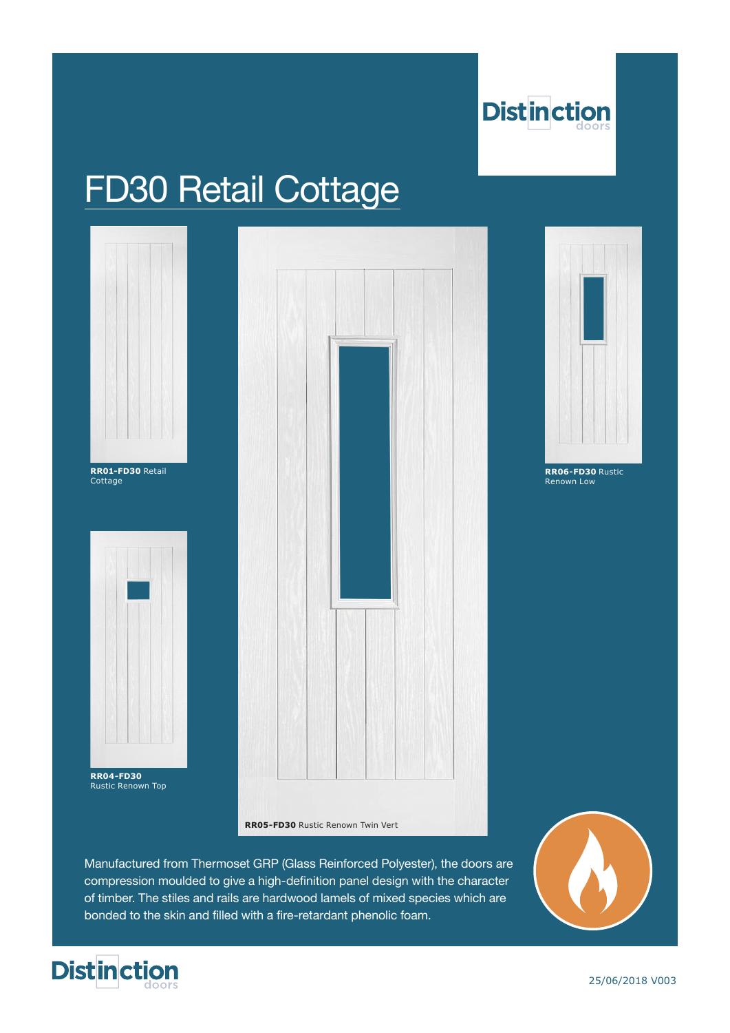Distinction doors

# FD30 Retail Cottage

**RR01-FD30** Retail Cottage

**RR04-FD30** Rustic Renown Top

**RR05-FD30** Rustic Renown Twin Vert

**RR06-FD30** Rustic Renown Low

Manufactured from Thermoset GRP (Glass Reinforced Polyester), the doors are compression moulded to give a high-definition panel design with the character of timber. The stiles and rails are hardwood lamels of mixed species which are bonded to the skin and filled with a fire-retardant phenolic foam.

Distinction doors

25/06/2018 V003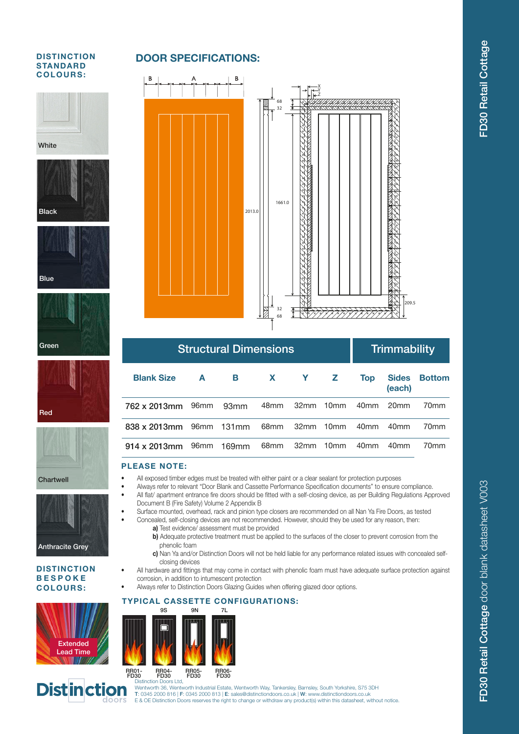## DISTINCTION STANDARD COLOURS:

White

Black

Blue

Green

Red

Chartwell

Anthracite Grey

## DISTINCTION BESPOKE COLOURS:

Extended Lead Time

## DOOR SPECIFICATIONS:

B A B

68
32
2013.0
1661.0
32
68
209.5
X
Y
Z

| Structural Dimensions | | | | | | Trimmability | | |
|---|---|---|---|---|---|---|---|---|
| Blank Size | A | B | X | Y | Z | Top | Sides (each) | Bottom |
| 762 x 2013mm | 96mm | 93mm | 48mm | 32mm | 10mm | 40mm | 20mm | 70mm |
| 838 x 2013mm | 96mm | 131mm | 68mm | 32mm | 10mm | 40mm | 40mm | 70mm |
| 914 x 2013mm | 96mm | 169mm | 68mm | 32mm | 10mm | 40mm | 40mm | 70mm |

### PLEASE NOTE:

- All exposed timber edges must be treated with either paint or a clear sealant for protection purposes
- Always refer to relevant "Door Blank and Cassette Performance Specification documents" to ensure compliance.
- All flat/ apartment entrance fire doors should be fitted with a self-closing device, as per Building Regulations Approved Document B (Fire Safety) Volume 2 Appendix B
- Surface mounted, overhead, rack and pinion type closers are recommended on all Nan Ya Fire Doors, as tested
- Concealed, self-closing devices are not recommended. However, should they be used for any reason, then:
  - **a)** Test evidence/ assessment must be provided
  - **b)** Adequate protective treatment must be applied to the surfaces of the closer to prevent corrosion from the phenolic foam
  - **c)** Nan Ya and/or Distinction Doors will not be held liable for any performance related issues with concealed self-closing devices
- All hardware and fittings that may come in contact with phenolic foam must have adequate surface protection against corrosion, in addition to intumescent protection
- Always refer to Distinction Doors Glazing Guides when offering glazed door options.

### TYPICAL CASSETTE CONFIGURATIONS:

9S 9N 7L

RR01-FD30 RR04-FD30 RR05-FD30 RR06-FD30

Distinction doors

Distinction Doors Ltd,
Wentworth 36, Wentworth Industrial Estate, Wentworth Way, Tankersley, Barnsley, South Yorkshire, S75 3DH
T: 0345 2000 816 | F: 0345 2000 813 | E: sales@distinctiondoors.co.uk | W: www.distinctiondoors.co.uk
E & OE Distinction Doors reserves the right to change or withdraw any product(s) within this datasheet, without notice.

FD30 Retail Cottage

**FD30 Retail Cottage** door blank datasheet V003